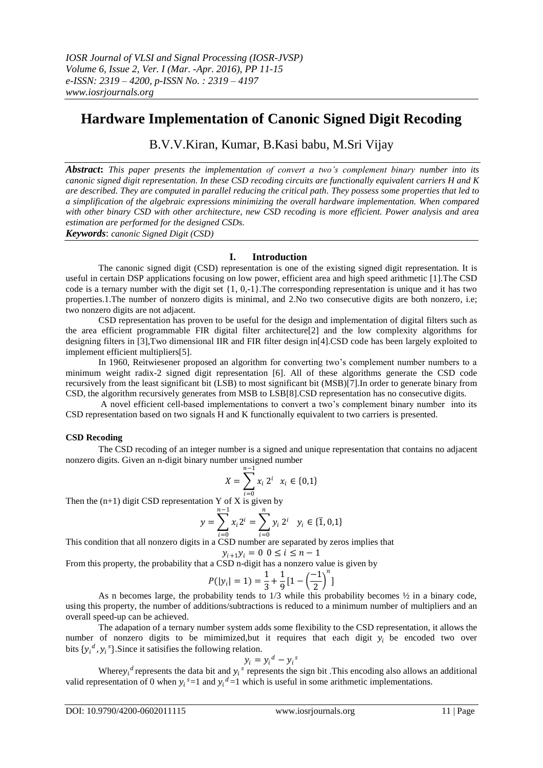# Hardware Implementation of Canonic Signed Digit Recoding

B.V.V.Kiran, Kumar, B.Kasi babu, M.Sri Vijay

***Abstract*:** *This paper presents the implementation of convert a two's complement binary number into its canonic signed digit representation. In these CSD recoding circuits are functionally equivalent carriers H and K are described. They are computed in parallel reducing the critical path. They possess some properties that led to a simplification of the algebraic expressions minimizing the overall hardware implementation. When compared with other binary CSD with other architecture, new CSD recoding is more efficient. Power analysis and area estimation are performed for the designed CSDs.*

***Keywords***: *canonic Signed Digit (CSD)*

## I. Introduction

The canonic signed digit (CSD) representation is one of the existing signed digit representation. It is useful in certain DSP applications focusing on low power, efficient area and high speed arithmetic [1].The CSD code is a ternary number with the digit set {1, 0,-1}.The corresponding representation is unique and it has two properties.1.The number of nonzero digits is minimal, and 2.No two consecutive digits are both nonzero, i.e; two nonzero digits are not adjacent.

CSD representation has proven to be useful for the design and implementation of digital filters such as the area efficient programmable FIR digital filter architecture[2] and the low complexity algorithms for designing filters in [3],Two dimensional IIR and FIR filter design in[4].CSD code has been largely exploited to implement efficient multipliers[5].

In 1960, Reitwiesener proposed an algorithm for converting two's complement number numbers to a minimum weight radix-2 signed digit representation [6]. All of these algorithms generate the CSD code recursively from the least significant bit (LSB) to most significant bit (MSB)[7].In order to generate binary from CSD, the algorithm recursively generates from MSB to LSB[8].CSD representation has no consecutive digits.

A novel efficient cell-based implementations to convert a two's complement binary number into its CSD representation based on two signals H and K functionally equivalent to two carriers is presented.

### CSD Recoding

The CSD recoding of an integer number is a signed and unique representation that contains no adjacent nonzero digits. Given an n-digit binary number unsigned number

$$X = \sum_{i=0}^{n-1} x_i \, 2^i \quad x_i \in \{0,1\}$$

Then the (n+1) digit CSD representation Y of X is given by

$$y = \sum_{i=0}^{n-1} x_i 2^i = \sum_{i=0}^{n} y_i \, 2^i \quad y_i \in \{\bar{1}, 0, 1\}$$

This condition that all nonzero digits in a CSD number are separated by zeros implies that

$$y_{i+1} y_i = 0 \quad 0 \le i \le n-1$$

From this property, the probability that a CSD n-digit has a nonzero value is given by

$$P(|y_i| = 1) = \frac{1}{3} + \frac{1}{9}\left[1 - \left(\frac{-1}{2}\right)^n\right]$$

As n becomes large, the probability tends to 1/3 while this probability becomes ½ in a binary code, using this property, the number of additions/subtractions is reduced to a minimum number of multipliers and an overall speed-up can be achieved.

The adapation of a ternary number system adds some flexibility to the CSD representation, it allows the number of nonzero digits to be mimimized,but it requires that each digit $y_i$ be encoded two over bits $\{y_i^d, y_i^s\}$.Since it satisifies the following relation.

$$y_i = y_i^d - y_i^s$$

Where $y_i^d$ represents the data bit and $y_i^s$ represents the sign bit .This encoding also allows an additional valid representation of 0 when $y_i^s$=1 and $y_i^d$=1 which is useful in some arithmetic implementations.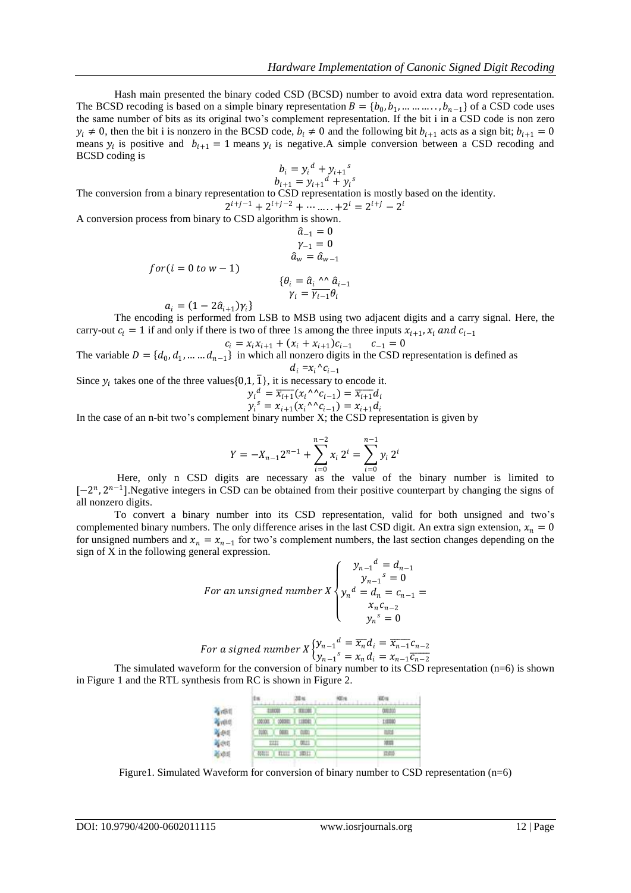Hash main presented the binary coded CSD (BCSD) number to avoid extra data word representation. The BCSD recoding is based on a simple binary representation $B = \{b_0, b_1, \ldots\ldots\ldots, b_{n-1}\}$ of a CSD code uses the same number of bits as its original two's complement representation. If the bit i in a CSD code is non zero $y_i \neq 0$, then the bit i is nonzero in the BCSD code, $b_i \neq 0$ and the following bit $b_{i+1}$ acts as a sign bit; $b_{i+1} = 0$ means $y_i$ is positive and $b_{i+1} = 1$ means $y_i$ is negative.A simple conversion between a CSD recoding and BCSD coding is

$$b_i = {y_i}^d + {y_{i+1}}^s$$
$$b_{i+1} = {y_{i+1}}^d + {y_i}^s$$

The conversion from a binary representation to CSD representation is mostly based on the identity.

$$2^{i+j-1} + 2^{i+j-2} + \cdots \ldots . + 2^i = 2^{i+j} - 2^i$$

A conversion process from binary to CSD algorithm is shown.

$$\hat{a}_{-1} = 0$$
$$\gamma_{-1} = 0$$
$$\hat{a}_w = \hat{a}_{w-1}$$

$for(i = 0\ to\ w - 1)$

$$\{\theta_i = \hat{a}_i \wedge\wedge \hat{a}_{i-1}$$
$$\gamma_i = \overline{\gamma_{i-1}}\theta_i$$

$$a_i = (1 - 2\hat{a}_{i+1})\gamma_i\}$$

The encoding is performed from LSB to MSB using two adjacent digits and a carry signal. Here, the carry-out $c_i = 1$ if and only if there is two of three 1s among the three inputs $x_{i+1}, x_i$ *and* $c_{i-1}$

$$c_i = x_i x_{i+1} + (x_i + x_{i+1})c_{i-1} \qquad c_{-1} = 0$$

The variable $D = \{d_0, d_1, \ldots\ldots d_{n-1}\}$ in which all nonzero digits in the CSD representation is defined as

$$d_i = x_i \wedge c_{i-1}$$

Since $y_i$ takes one of the three values$\{0, 1, \bar{1}\}$, it is necessary to encode it.

$${y_i}^d = \overline{x_{i+1}}(x_i \wedge\wedge c_{i-1}) = \overline{x_{i+1}}d_i$$
$${y_i}^s = x_{i+1}(x_i \wedge\wedge c_{i-1}) = x_{i+1}d_i$$

In the case of an n-bit two's complement binary number X; the CSD representation is given by

$$Y = -X_{n-1}2^{n-1} + \sum_{i=0}^{n-2} x_i\, 2^i = \sum_{i=0}^{n-1} y_i\, 2^i$$

Here, only n CSD digits are necessary as the value of the binary number is limited to $[-2^n, 2^{n-1}]$.Negative integers in CSD can be obtained from their positive counterpart by changing the signs of all nonzero digits.

To convert a binary number into its CSD representation, valid for both unsigned and two's complemented binary numbers. The only difference arises in the last CSD digit. An extra sign extension, $x_n = 0$ for unsigned numbers and $x_n = x_{n-1}$ for two's complement numbers, the last section changes depending on the sign of X in the following general expression.

$$For\ an\ unsigned\ number\ X \begin{cases} {y_{n-1}}^d = d_{n-1} \\ {y_{n-1}}^s = 0 \\ {y_n}^d = d_n = c_{n-1} = \\ x_n c_{n-2} \\ {y_n}^s = 0 \end{cases}$$

$$For\ a\ signed\ number\ X \begin{cases} {y_{n-1}}^d = \overline{x_n}d_i = \overline{x_{n-1}}c_{n-2} \\ {y_{n-1}}^s = x_n d_i = x_{n-1}\overline{c_{n-2}} \end{cases}$$

The simulated waveform for the conversion of binary number to its CSD representation (n=6) is shown in Figure 1 and the RTL synthesis from RC is shown in Figure 2.

Figure1. Simulated Waveform for conversion of binary number to CSD representation (n=6)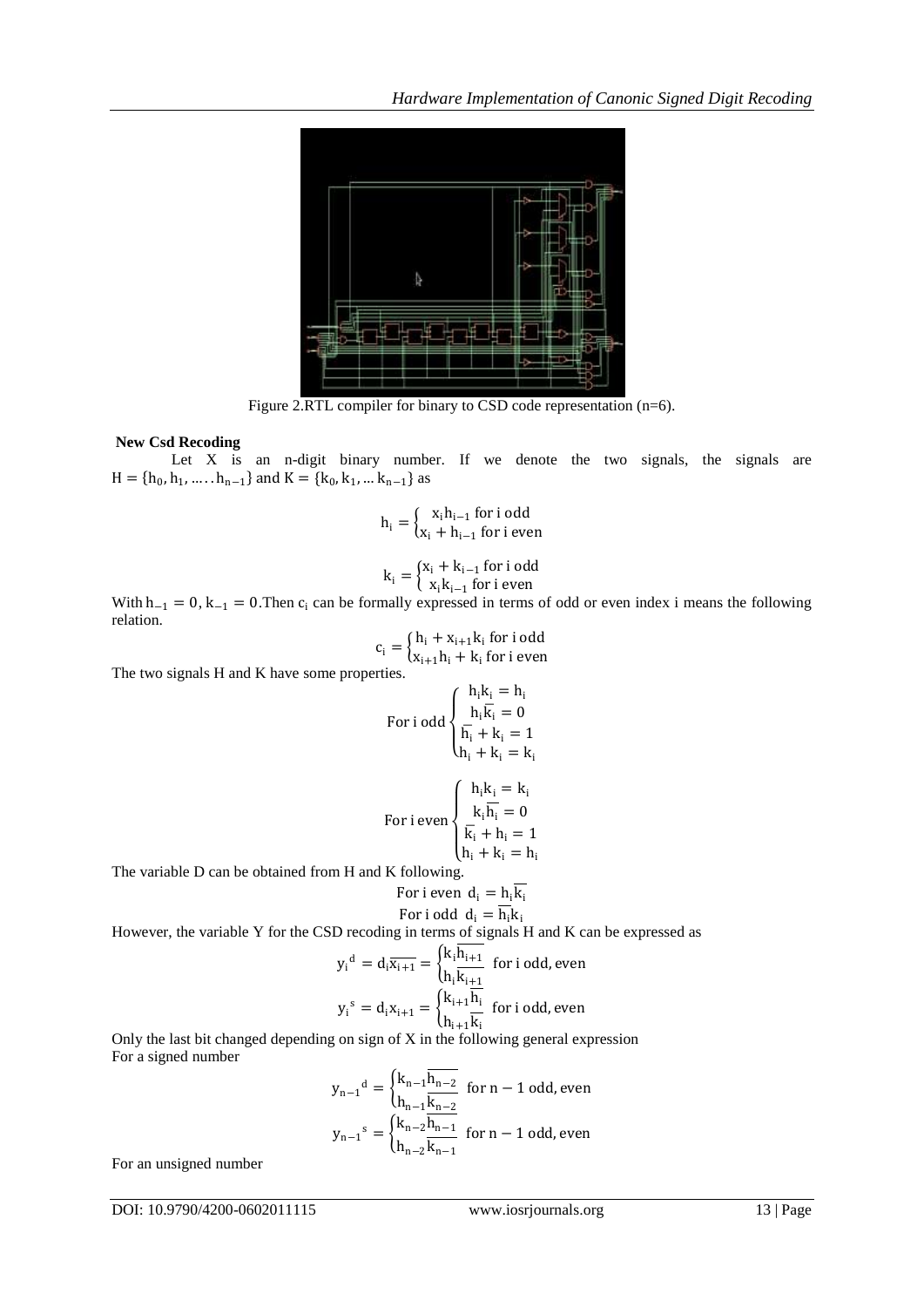Figure 2.RTL compiler for binary to CSD code representation (n=6).

**New Csd Recoding**

Let X is an n-digit binary number. If we denote the two signals, the signals are $H = \{h_0, h_1, \ldots.. h_{n-1}\}$ and $K = \{k_0, k_1, \ldots k_{n-1}\}$ as

$$h_i = \begin{cases} x_i h_{i-1} \text{ for i odd} \\ x_i + h_{i-1} \text{ for i even} \end{cases}$$

$$k_i = \begin{cases} x_i + k_{i-1} \text{ for i odd} \\ x_i k_{i-1} \text{ for i even} \end{cases}$$

With $h_{-1} = 0, k_{-1} = 0$.Then $c_i$ can be formally expressed in terms of odd or even index i means the following relation.

$$c_i = \begin{cases} h_i + x_{i+1} k_i \text{ for i odd} \\ x_{i+1} h_i + k_i \text{ for i even} \end{cases}$$

The two signals H and K have some properties.

$$\text{For i odd} \begin{cases} h_i k_i = h_i \\ h_i \overline{k_i} = 0 \\ \overline{h_i} + k_i = 1 \\ h_i + k_i = k_i \end{cases}$$

$$\text{For i even} \begin{cases} h_i k_i = k_i \\ k_i \overline{h_i} = 0 \\ \overline{k_i} + h_i = 1 \\ h_i + k_i = h_i \end{cases}$$

The variable D can be obtained from H and K following.

$$\text{For i even } d_i = h_i \overline{k_i}$$

$$\text{For i odd } d_i = \overline{h_i} k_i$$

However, the variable Y for the CSD recoding in terms of signals H and K can be expressed as

$$y_i^{\,d} = d_i \overline{x_{i+1}} = \begin{cases} k_i \overline{h_{i+1}} \\ h_i \overline{k_{i+1}} \end{cases} \text{ for i odd, even}$$

$$y_i^{\,s} = d_i x_{i+1} = \begin{cases} k_{i+1} \overline{h_i} \\ h_{i+1} \overline{k_i} \end{cases} \text{ for i odd, even}$$

Only the last bit changed depending on sign of X in the following general expression

For a signed number

$$y_{n-1}^{\,d} = \begin{cases} k_{n-1} \overline{h_{n-2}} \\ h_{n-1} \overline{k_{n-2}} \end{cases} \text{ for n} - 1 \text{ odd, even}$$

$$y_{n-1}^{\,s} = \begin{cases} k_{n-2} \overline{h_{n-1}} \\ h_{n-2} \overline{k_{n-1}} \end{cases} \text{ for n} - 1 \text{ odd, even}$$

For an unsigned number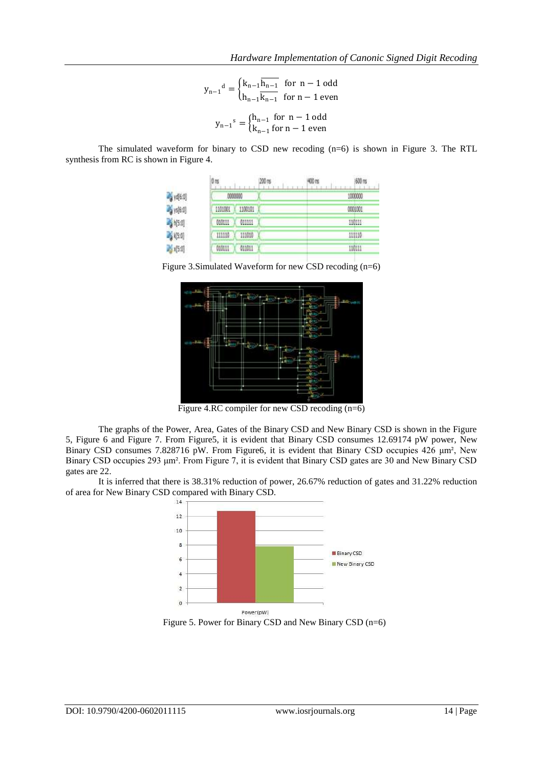$$y_{n-1}{}^{d} = \begin{cases} k_{n-1}\overline{h_{n-1}} & \text{for } n-1 \text{ odd} \\ h_{n-1}\overline{k_{n-1}} & \text{for } n-1 \text{ even} \end{cases}$$

$$y_{n-1}{}^{s} = \begin{cases} h_{n-1} & \text{for } n-1 \text{ odd} \\ k_{n-1} & \text{for } n-1 \text{ even} \end{cases}$$

The simulated waveform for binary to CSD new recoding (n=6) is shown in Figure 3. The RTL synthesis from RC is shown in Figure 4.

0 ns
200 ns
400 ns
600 ns
yd[6:0]
0000000
1000000
ys[6:0]
1101001
1100101
0001001
h[5:0]
010111
011111
110111
k[5:0]
111110
111010
111110
x[5:0]
010111
011011
110111

Figure 3.Simulated Waveform for new CSD recoding (n=6)

Figure 4.RC compiler for new CSD recoding (n=6)

The graphs of the Power, Area, Gates of the Binary CSD and New Binary CSD is shown in the Figure 5, Figure 6 and Figure 7. From Figure5, it is evident that Binary CSD consumes 12.69174 pW power, New Binary CSD consumes 7.828716 pW. From Figure6, it is evident that Binary CSD occupies 426 µm², New Binary CSD occupies 293 µm². From Figure 7, it is evident that Binary CSD gates are 30 and New Binary CSD gates are 22.

It is inferred that there is 38.31% reduction of power, 26.67% reduction of gates and 31.22% reduction of area for New Binary CSD compared with Binary CSD.

14
12
10
8
6
4
2
0
Binary CSD
New Binary CSD
Power(pW)

Figure 5. Power for Binary CSD and New Binary CSD (n=6)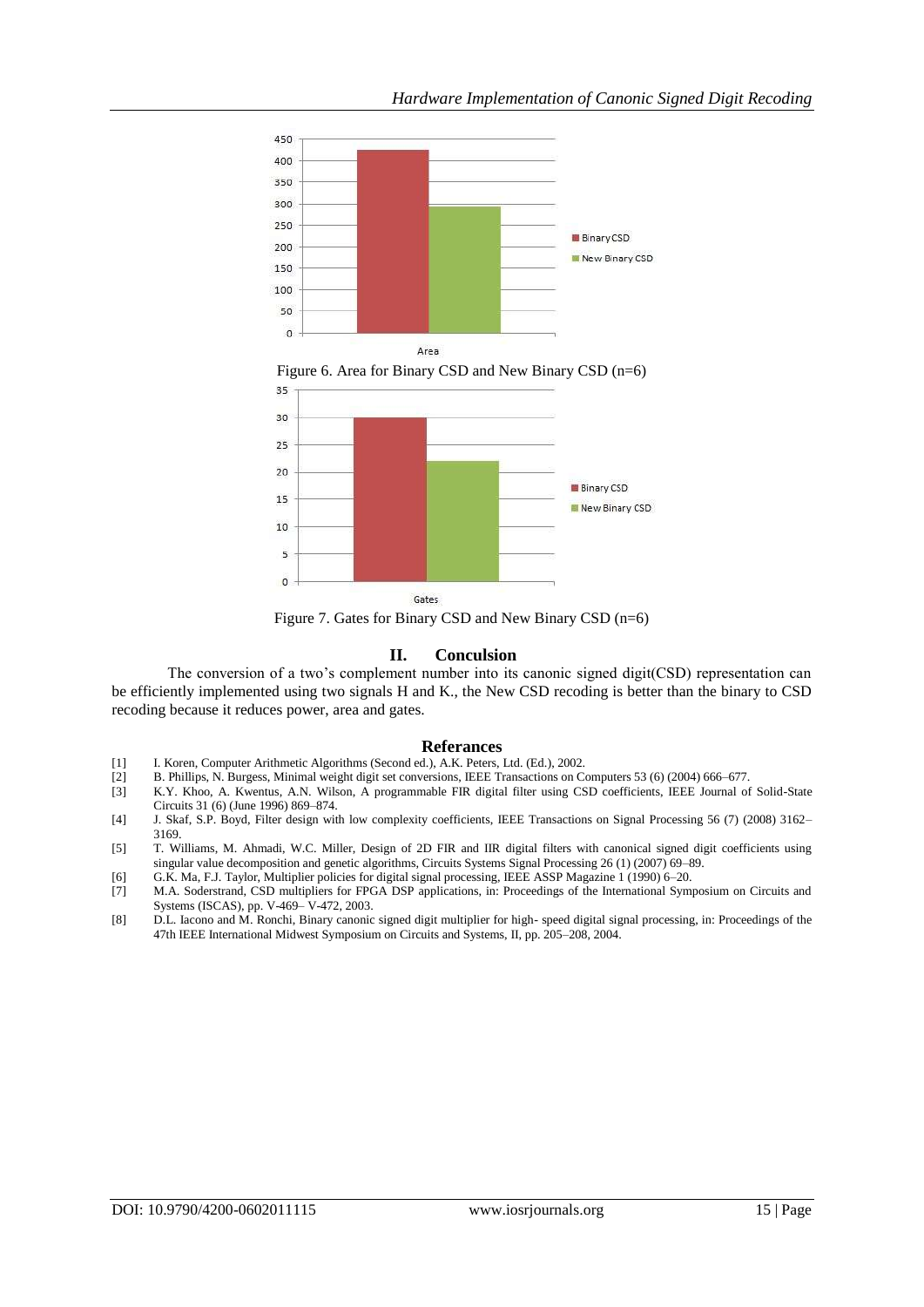450
400
350
300
250
200
150
100
50
0

Binary CSD
New Binary CSD

Area

Figure 6. Area for Binary CSD and New Binary CSD (n=6)

35
30
25
20
15
10
5
0

Binary CSD
New Binary CSD

Gates

Figure 7. Gates for Binary CSD and New Binary CSD (n=6)

## II. Conculsion

The conversion of a two's complement number into its canonic signed digit(CSD) representation can be efficiently implemented using two signals H and K., the New CSD recoding is better than the binary to CSD recoding because it reduces power, area and gates.

## Referances

[1] I. Koren, Computer Arithmetic Algorithms (Second ed.), A.K. Peters, Ltd. (Ed.), 2002.

[2] B. Phillips, N. Burgess, Minimal weight digit set conversions, IEEE Transactions on Computers 53 (6) (2004) 666–677.

[3] K.Y. Khoo, A. Kwentus, A.N. Wilson, A programmable FIR digital filter using CSD coefficients, IEEE Journal of Solid-State Circuits 31 (6) (June 1996) 869–874.

[4] J. Skaf, S.P. Boyd, Filter design with low complexity coefficients, IEEE Transactions on Signal Processing 56 (7) (2008) 3162–3169.

[5] T. Williams, M. Ahmadi, W.C. Miller, Design of 2D FIR and IIR digital filters with canonical signed digit coefficients using singular value decomposition and genetic algorithms, Circuits Systems Signal Processing 26 (1) (2007) 69–89.

[6] G.K. Ma, F.J. Taylor, Multiplier policies for digital signal processing, IEEE ASSP Magazine 1 (1990) 6–20.

[7] M.A. Soderstrand, CSD multipliers for FPGA DSP applications, in: Proceedings of the International Symposium on Circuits and Systems (ISCAS), pp. V-469– V-472, 2003.

[8] D.L. Iacono and M. Ronchi, Binary canonic signed digit multiplier for high- speed digital signal processing, in: Proceedings of the 47th IEEE International Midwest Symposium on Circuits and Systems, II, pp. 205–208, 2004.